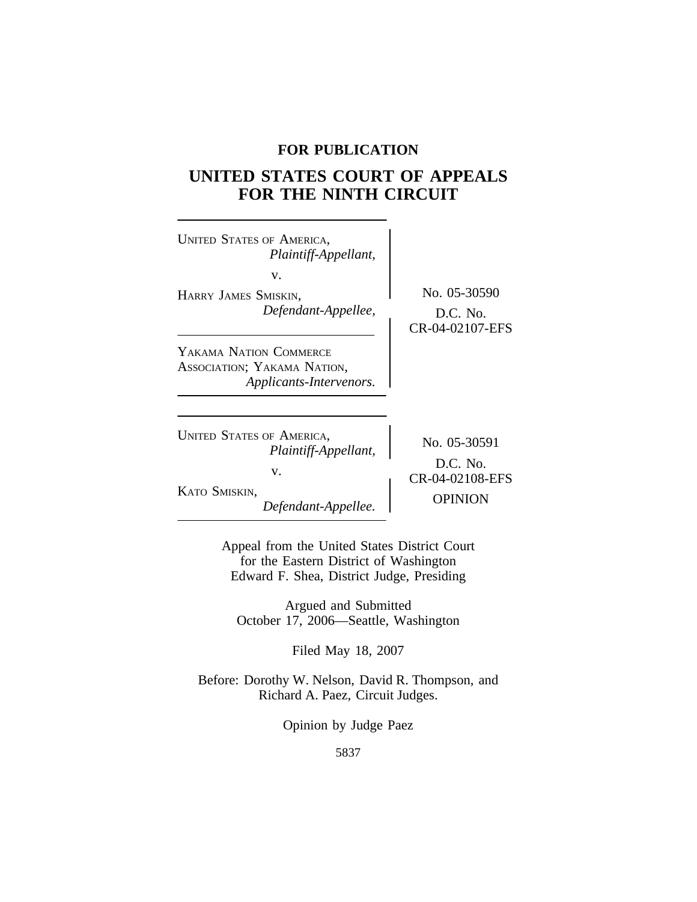**FOR PUBLICATION**

# UNITED STATES COURT OF APPEALS FOR THE NINTH CIRCUIT

UNITED STATES OF AMERICA,
*Plaintiff-Appellant,*

v.

HARRY JAMES SMISKIN,
*Defendant-Appellee,*

YAKAMA NATION COMMERCE ASSOCIATION; YAKAMA NATION,
*Applicants-Intervenors.*

No. 05-30590
D.C. No.
CR-04-02107-EFS

UNITED STATES OF AMERICA,
*Plaintiff-Appellant,*

v.

KATO SMISKIN,
*Defendant-Appellee.*

No. 05-30591
D.C. No.
CR-04-02108-EFS
OPINION

Appeal from the United States District Court
for the Eastern District of Washington
Edward F. Shea, District Judge, Presiding

Argued and Submitted
October 17, 2006—Seattle, Washington

Filed May 18, 2007

Before: Dorothy W. Nelson, David R. Thompson, and
Richard A. Paez, Circuit Judges.

Opinion by Judge Paez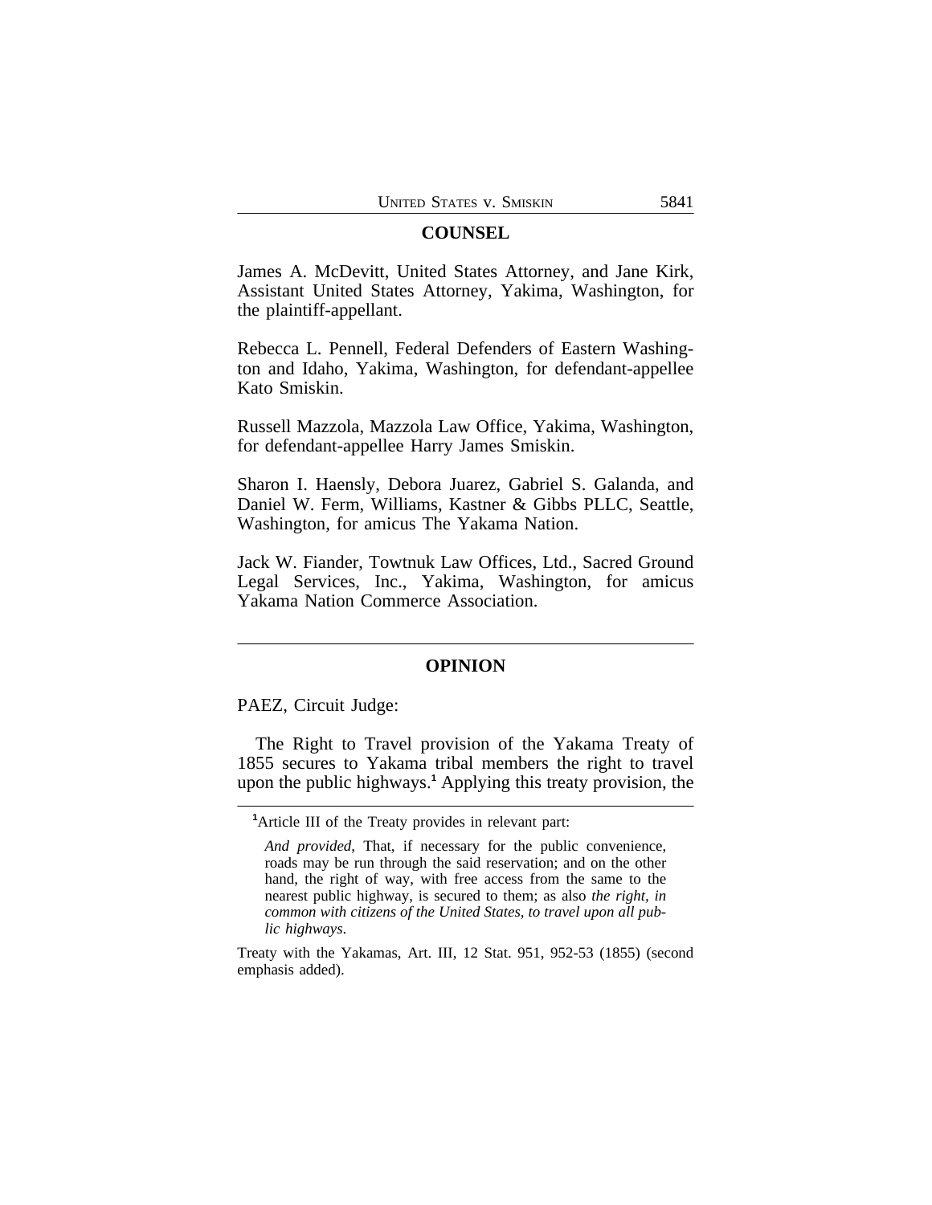## COUNSEL

James A. McDevitt, United States Attorney, and Jane Kirk, Assistant United States Attorney, Yakima, Washington, for the plaintiff-appellant.

Rebecca L. Pennell, Federal Defenders of Eastern Washington and Idaho, Yakima, Washington, for defendant-appellee Kato Smiskin.

Russell Mazzola, Mazzola Law Office, Yakima, Washington, for defendant-appellee Harry James Smiskin.

Sharon I. Haensly, Debora Juarez, Gabriel S. Galanda, and Daniel W. Ferm, Williams, Kastner & Gibbs PLLC, Seattle, Washington, for amicus The Yakama Nation.

Jack W. Fiander, Towtnuk Law Offices, Ltd., Sacred Ground Legal Services, Inc., Yakima, Washington, for amicus Yakama Nation Commerce Association.

---

## OPINION

PAEZ, Circuit Judge:

The Right to Travel provision of the Yakama Treaty of 1855 secures to Yakama tribal members the right to travel upon the public highways.[1] Applying this treaty provision, the

---

[1]Article III of the Treaty provides in relevant part:

> *And provided*, That, if necessary for the public convenience, roads may be run through the said reservation; and on the other hand, the right of way, with free access from the same to the nearest public highway, is secured to them; as also *the right, in common with citizens of the United States, to travel upon all public highways*.

Treaty with the Yakamas, Art. III, 12 Stat. 951, 952-53 (1855) (second emphasis added).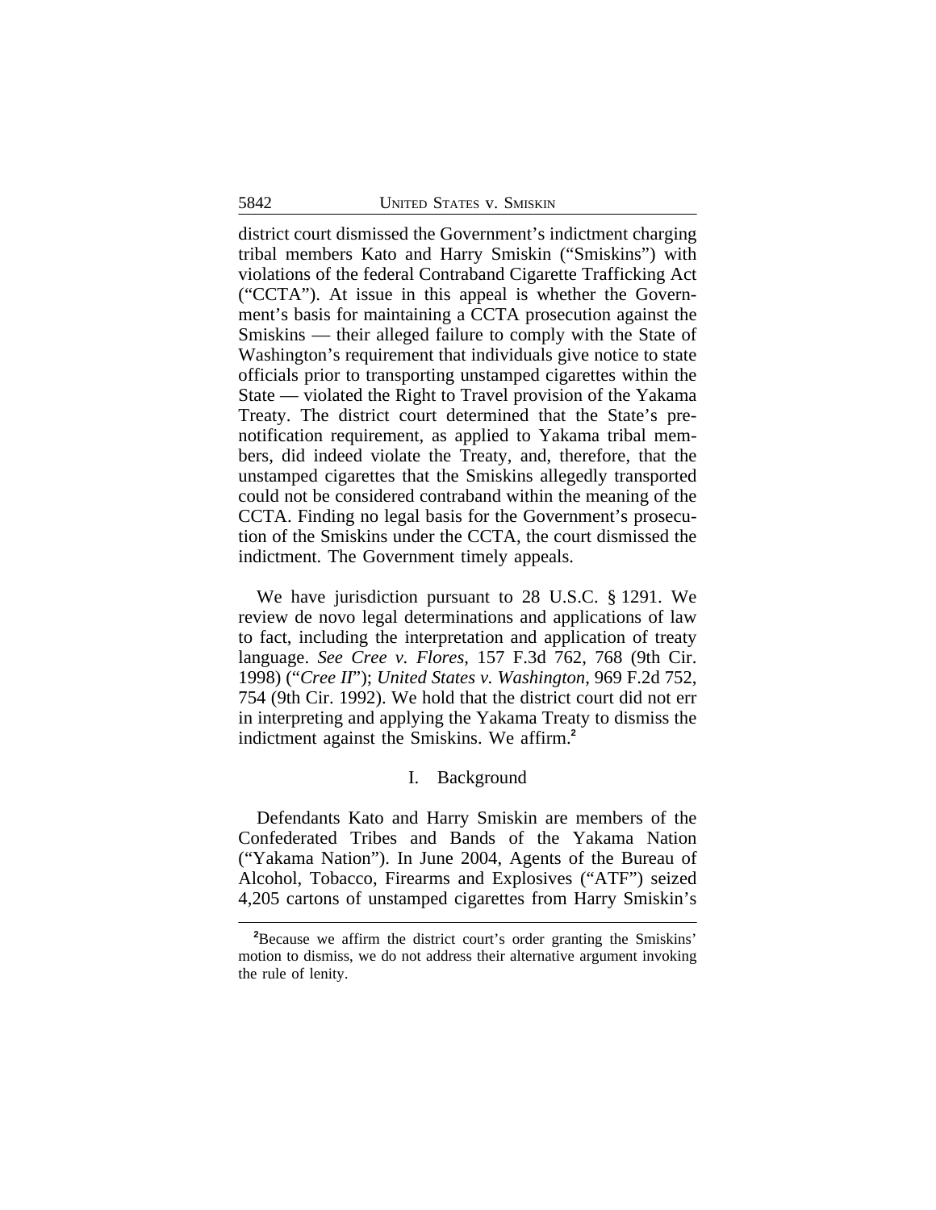district court dismissed the Government's indictment charging tribal members Kato and Harry Smiskin ("Smiskins") with violations of the federal Contraband Cigarette Trafficking Act ("CCTA"). At issue in this appeal is whether the Government's basis for maintaining a CCTA prosecution against the Smiskins — their alleged failure to comply with the State of Washington's requirement that individuals give notice to state officials prior to transporting unstamped cigarettes within the State — violated the Right to Travel provision of the Yakama Treaty. The district court determined that the State's pre-notification requirement, as applied to Yakama tribal members, did indeed violate the Treaty, and, therefore, that the unstamped cigarettes that the Smiskins allegedly transported could not be considered contraband within the meaning of the CCTA. Finding no legal basis for the Government's prosecution of the Smiskins under the CCTA, the court dismissed the indictment. The Government timely appeals.

We have jurisdiction pursuant to 28 U.S.C. § 1291. We review de novo legal determinations and applications of law to fact, including the interpretation and application of treaty language. *See Cree v. Flores*, 157 F.3d 762, 768 (9th Cir. 1998) ("*Cree II*"); *United States v. Washington*, 969 F.2d 752, 754 (9th Cir. 1992). We hold that the district court did not err in interpreting and applying the Yakama Treaty to dismiss the indictment against the Smiskins. We affirm.[2]

## I. Background

Defendants Kato and Harry Smiskin are members of the Confederated Tribes and Bands of the Yakama Nation ("Yakama Nation"). In June 2004, Agents of the Bureau of Alcohol, Tobacco, Firearms and Explosives ("ATF") seized 4,205 cartons of unstamped cigarettes from Harry Smiskin's

[2]Because we affirm the district court's order granting the Smiskins' motion to dismiss, we do not address their alternative argument invoking the rule of lenity.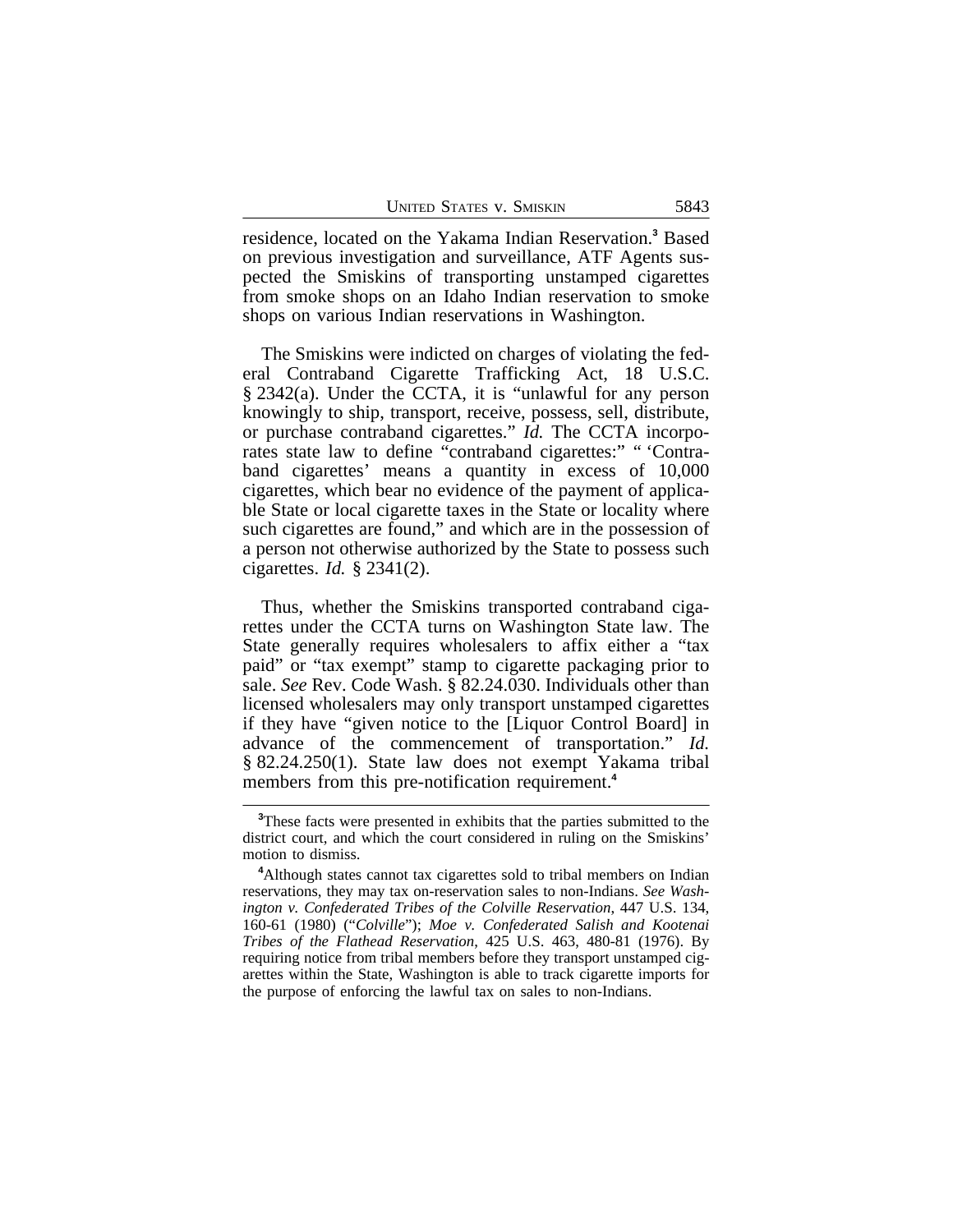residence, located on the Yakama Indian Reservation.[3] Based on previous investigation and surveillance, ATF Agents suspected the Smiskins of transporting unstamped cigarettes from smoke shops on an Idaho Indian reservation to smoke shops on various Indian reservations in Washington.

The Smiskins were indicted on charges of violating the federal Contraband Cigarette Trafficking Act, 18 U.S.C. § 2342(a). Under the CCTA, it is "unlawful for any person knowingly to ship, transport, receive, possess, sell, distribute, or purchase contraband cigarettes." *Id.* The CCTA incorporates state law to define "contraband cigarettes:" " 'Contraband cigarettes' means a quantity in excess of 10,000 cigarettes, which bear no evidence of the payment of applicable State or local cigarette taxes in the State or locality where such cigarettes are found," and which are in the possession of a person not otherwise authorized by the State to possess such cigarettes. *Id.* § 2341(2).

Thus, whether the Smiskins transported contraband cigarettes under the CCTA turns on Washington State law. The State generally requires wholesalers to affix either a "tax paid" or "tax exempt" stamp to cigarette packaging prior to sale. *See* Rev. Code Wash. § 82.24.030. Individuals other than licensed wholesalers may only transport unstamped cigarettes if they have "given notice to the [Liquor Control Board] in advance of the commencement of transportation." *Id.* § 82.24.250(1). State law does not exempt Yakama tribal members from this pre-notification requirement.[4]

---

[3]These facts were presented in exhibits that the parties submitted to the district court, and which the court considered in ruling on the Smiskins' motion to dismiss.

[4]Although states cannot tax cigarettes sold to tribal members on Indian reservations, they may tax on-reservation sales to non-Indians. *See Washington v. Confederated Tribes of the Colville Reservation*, 447 U.S. 134, 160-61 (1980) ("*Colville*"); *Moe v. Confederated Salish and Kootenai Tribes of the Flathead Reservation*, 425 U.S. 463, 480-81 (1976). By requiring notice from tribal members before they transport unstamped cigarettes within the State, Washington is able to track cigarette imports for the purpose of enforcing the lawful tax on sales to non-Indians.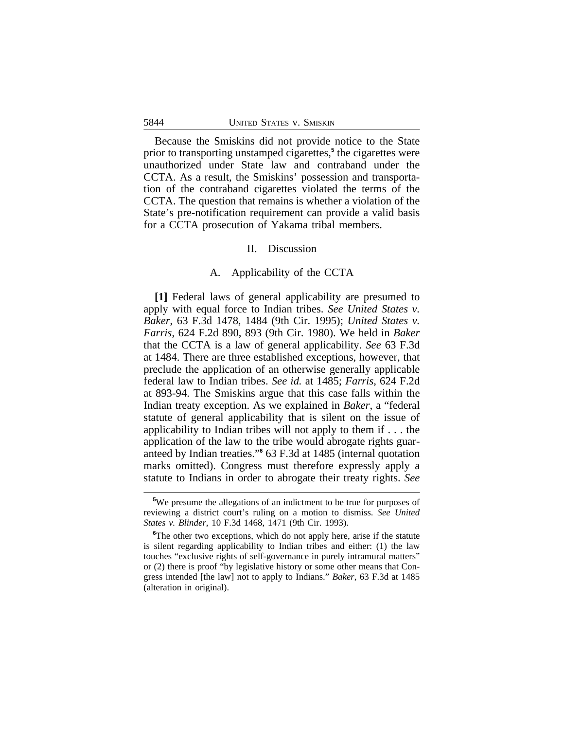Because the Smiskins did not provide notice to the State prior to transporting unstamped cigarettes,[5] the cigarettes were unauthorized under State law and contraband under the CCTA. As a result, the Smiskins' possession and transportation of the contraband cigarettes violated the terms of the CCTA. The question that remains is whether a violation of the State's pre-notification requirement can provide a valid basis for a CCTA prosecution of Yakama tribal members.

## II. Discussion

### A. Applicability of the CCTA

**[1]** Federal laws of general applicability are presumed to apply with equal force to Indian tribes. *See United States v. Baker*, 63 F.3d 1478, 1484 (9th Cir. 1995); *United States v. Farris*, 624 F.2d 890, 893 (9th Cir. 1980). We held in *Baker* that the CCTA is a law of general applicability. *See* 63 F.3d at 1484. There are three established exceptions, however, that preclude the application of an otherwise generally applicable federal law to Indian tribes. *See id.* at 1485; *Farris*, 624 F.2d at 893-94. The Smiskins argue that this case falls within the Indian treaty exception. As we explained in *Baker*, a "federal statute of general applicability that is silent on the issue of applicability to Indian tribes will not apply to them if . . . the application of the law to the tribe would abrogate rights guaranteed by Indian treaties."[6] 63 F.3d at 1485 (internal quotation marks omitted). Congress must therefore expressly apply a statute to Indians in order to abrogate their treaty rights. *See*

---

[5]We presume the allegations of an indictment to be true for purposes of reviewing a district court's ruling on a motion to dismiss. *See United States v. Blinder*, 10 F.3d 1468, 1471 (9th Cir. 1993).

[6]The other two exceptions, which do not apply here, arise if the statute is silent regarding applicability to Indian tribes and either: (1) the law touches "exclusive rights of self-governance in purely intramural matters" or (2) there is proof "by legislative history or some other means that Congress intended [the law] not to apply to Indians." *Baker*, 63 F.3d at 1485 (alteration in original).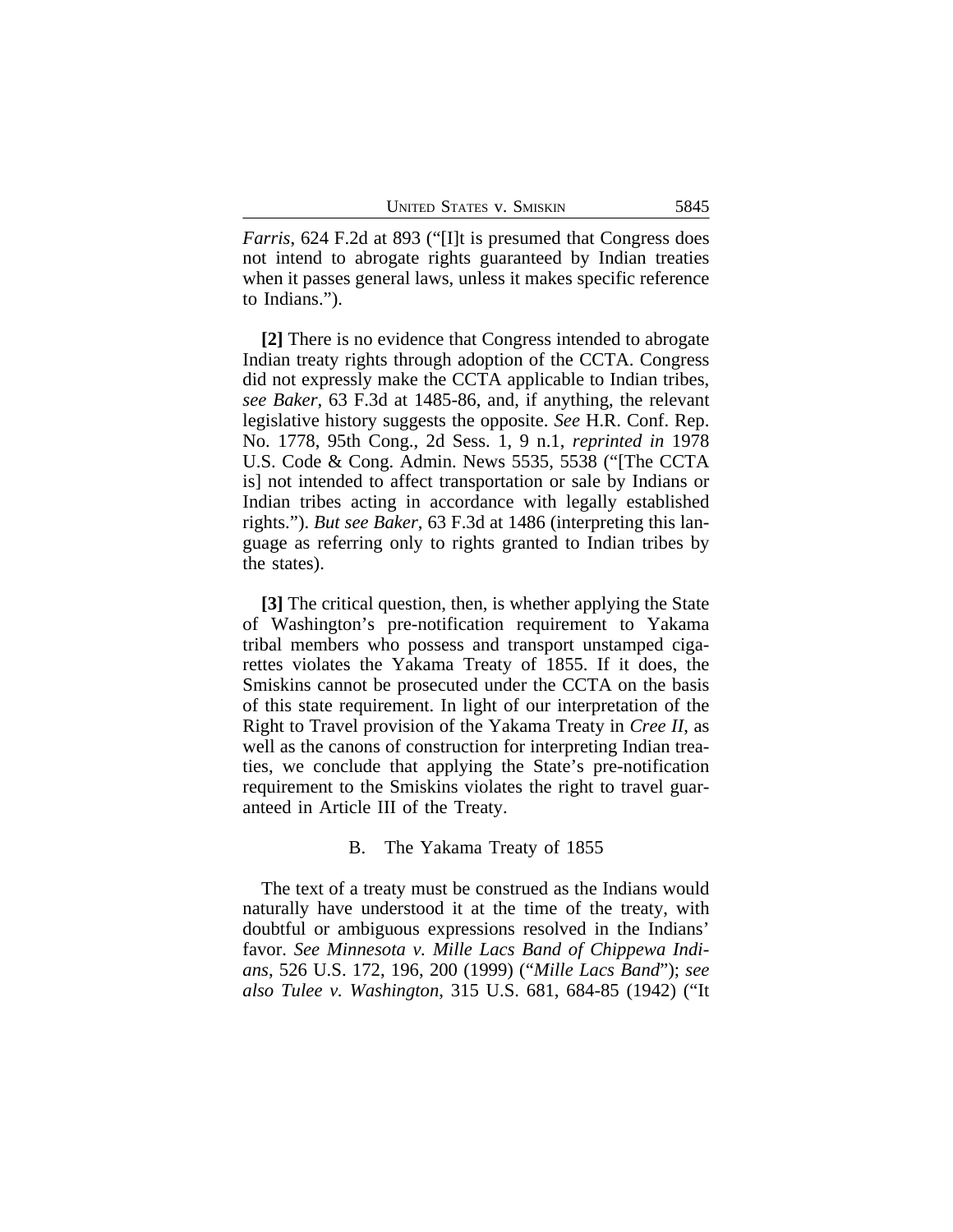*Farris*, 624 F.2d at 893 ("[I]t is presumed that Congress does not intend to abrogate rights guaranteed by Indian treaties when it passes general laws, unless it makes specific reference to Indians.").

**[2]** There is no evidence that Congress intended to abrogate Indian treaty rights through adoption of the CCTA. Congress did not expressly make the CCTA applicable to Indian tribes, *see Baker*, 63 F.3d at 1485-86, and, if anything, the relevant legislative history suggests the opposite. *See* H.R. Conf. Rep. No. 1778, 95th Cong., 2d Sess. 1, 9 n.1, *reprinted in* 1978 U.S. Code & Cong. Admin. News 5535, 5538 ("[The CCTA is] not intended to affect transportation or sale by Indians or Indian tribes acting in accordance with legally established rights."). *But see Baker*, 63 F.3d at 1486 (interpreting this language as referring only to rights granted to Indian tribes by the states).

**[3]** The critical question, then, is whether applying the State of Washington's pre-notification requirement to Yakama tribal members who possess and transport unstamped cigarettes violates the Yakama Treaty of 1855. If it does, the Smiskins cannot be prosecuted under the CCTA on the basis of this state requirement. In light of our interpretation of the Right to Travel provision of the Yakama Treaty in *Cree II*, as well as the canons of construction for interpreting Indian treaties, we conclude that applying the State's pre-notification requirement to the Smiskins violates the right to travel guaranteed in Article III of the Treaty.

## B. The Yakama Treaty of 1855

The text of a treaty must be construed as the Indians would naturally have understood it at the time of the treaty, with doubtful or ambiguous expressions resolved in the Indians' favor. *See Minnesota v. Mille Lacs Band of Chippewa Indians*, 526 U.S. 172, 196, 200 (1999) ("*Mille Lacs Band*"); *see also Tulee v. Washington*, 315 U.S. 681, 684-85 (1942) ("It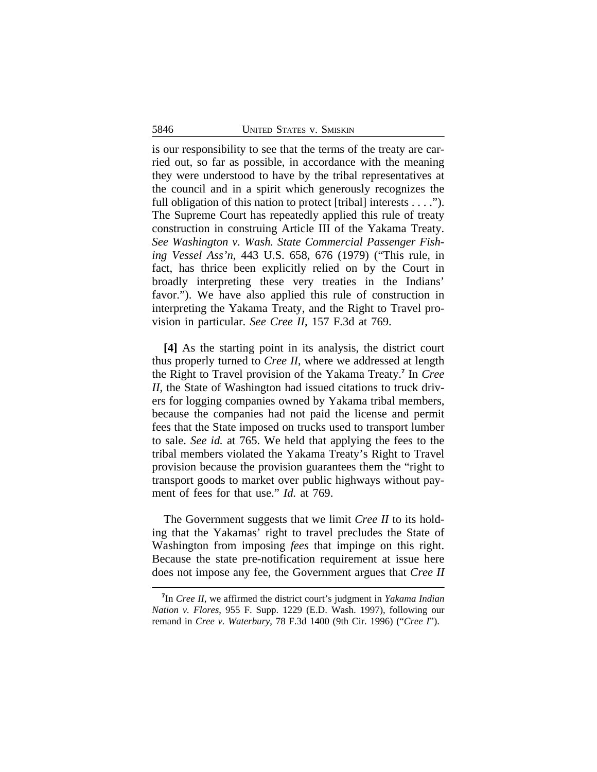is our responsibility to see that the terms of the treaty are carried out, so far as possible, in accordance with the meaning they were understood to have by the tribal representatives at the council and in a spirit which generously recognizes the full obligation of this nation to protect [tribal] interests . . . ."). The Supreme Court has repeatedly applied this rule of treaty construction in construing Article III of the Yakama Treaty. *See Washington v. Wash. State Commercial Passenger Fishing Vessel Ass'n*, 443 U.S. 658, 676 (1979) ("This rule, in fact, has thrice been explicitly relied on by the Court in broadly interpreting these very treaties in the Indians' favor."). We have also applied this rule of construction in interpreting the Yakama Treaty, and the Right to Travel provision in particular. *See Cree II*, 157 F.3d at 769.

**[4]** As the starting point in its analysis, the district court thus properly turned to *Cree II*, where we addressed at length the Right to Travel provision of the Yakama Treaty.[7] In *Cree II*, the State of Washington had issued citations to truck drivers for logging companies owned by Yakama tribal members, because the companies had not paid the license and permit fees that the State imposed on trucks used to transport lumber to sale. *See id.* at 765. We held that applying the fees to the tribal members violated the Yakama Treaty's Right to Travel provision because the provision guarantees them the "right to transport goods to market over public highways without payment of fees for that use." *Id.* at 769.

The Government suggests that we limit *Cree II* to its holding that the Yakamas' right to travel precludes the State of Washington from imposing *fees* that impinge on this right. Because the state pre-notification requirement at issue here does not impose any fee, the Government argues that *Cree II*

---

[7]In *Cree II*, we affirmed the district court's judgment in *Yakama Indian Nation v. Flores*, 955 F. Supp. 1229 (E.D. Wash. 1997), following our remand in *Cree v. Waterbury*, 78 F.3d 1400 (9th Cir. 1996) ("*Cree I*").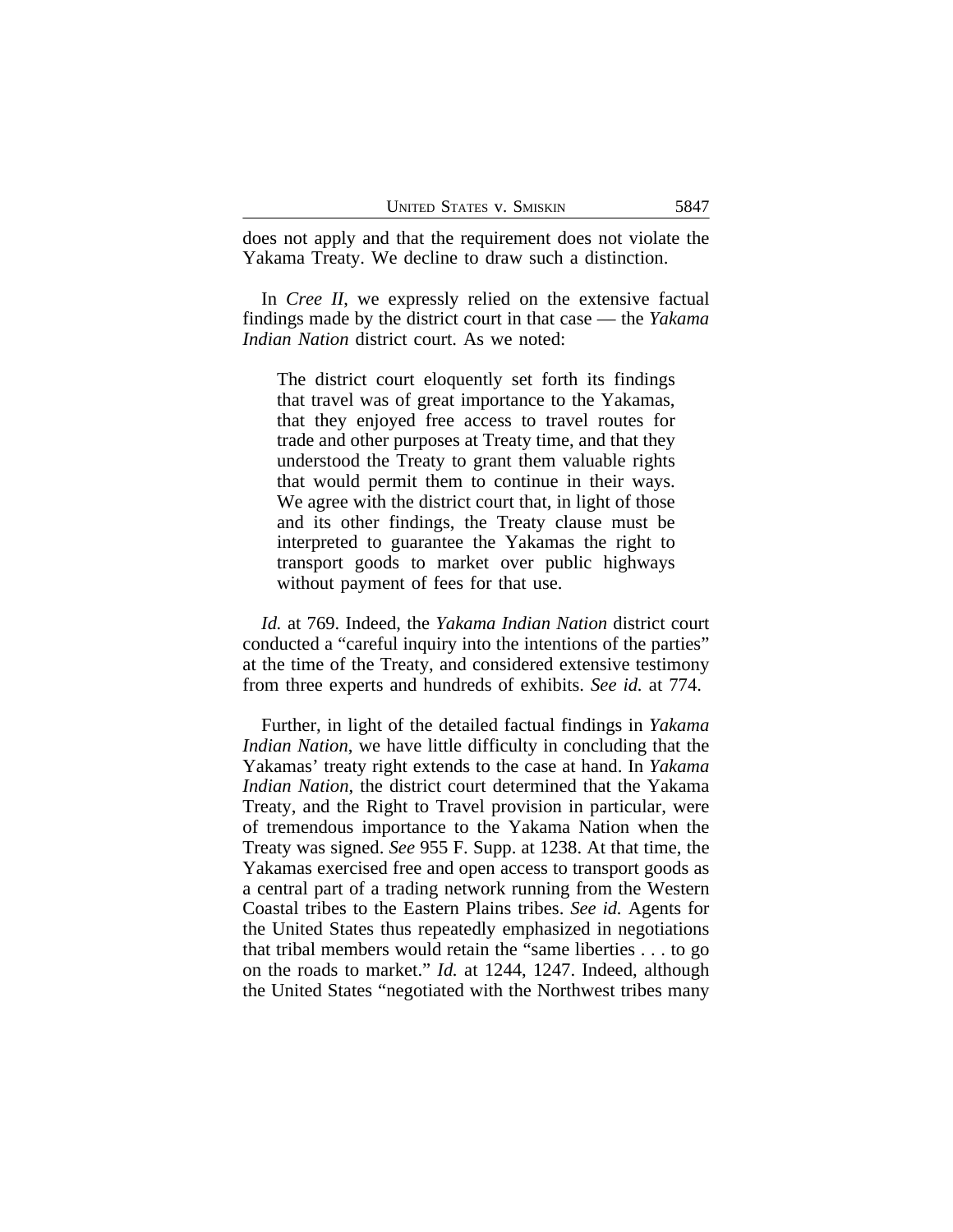does not apply and that the requirement does not violate the Yakama Treaty. We decline to draw such a distinction.

In *Cree II*, we expressly relied on the extensive factual findings made by the district court in that case — the *Yakama Indian Nation* district court. As we noted:

> The district court eloquently set forth its findings that travel was of great importance to the Yakamas, that they enjoyed free access to travel routes for trade and other purposes at Treaty time, and that they understood the Treaty to grant them valuable rights that would permit them to continue in their ways. We agree with the district court that, in light of those and its other findings, the Treaty clause must be interpreted to guarantee the Yakamas the right to transport goods to market over public highways without payment of fees for that use.

*Id.* at 769. Indeed, the *Yakama Indian Nation* district court conducted a "careful inquiry into the intentions of the parties" at the time of the Treaty, and considered extensive testimony from three experts and hundreds of exhibits. *See id.* at 774.

Further, in light of the detailed factual findings in *Yakama Indian Nation*, we have little difficulty in concluding that the Yakamas' treaty right extends to the case at hand. In *Yakama Indian Nation*, the district court determined that the Yakama Treaty, and the Right to Travel provision in particular, were of tremendous importance to the Yakama Nation when the Treaty was signed. *See* 955 F. Supp. at 1238. At that time, the Yakamas exercised free and open access to transport goods as a central part of a trading network running from the Western Coastal tribes to the Eastern Plains tribes. *See id.* Agents for the United States thus repeatedly emphasized in negotiations that tribal members would retain the "same liberties . . . to go on the roads to market." *Id.* at 1244, 1247. Indeed, although the United States "negotiated with the Northwest tribes many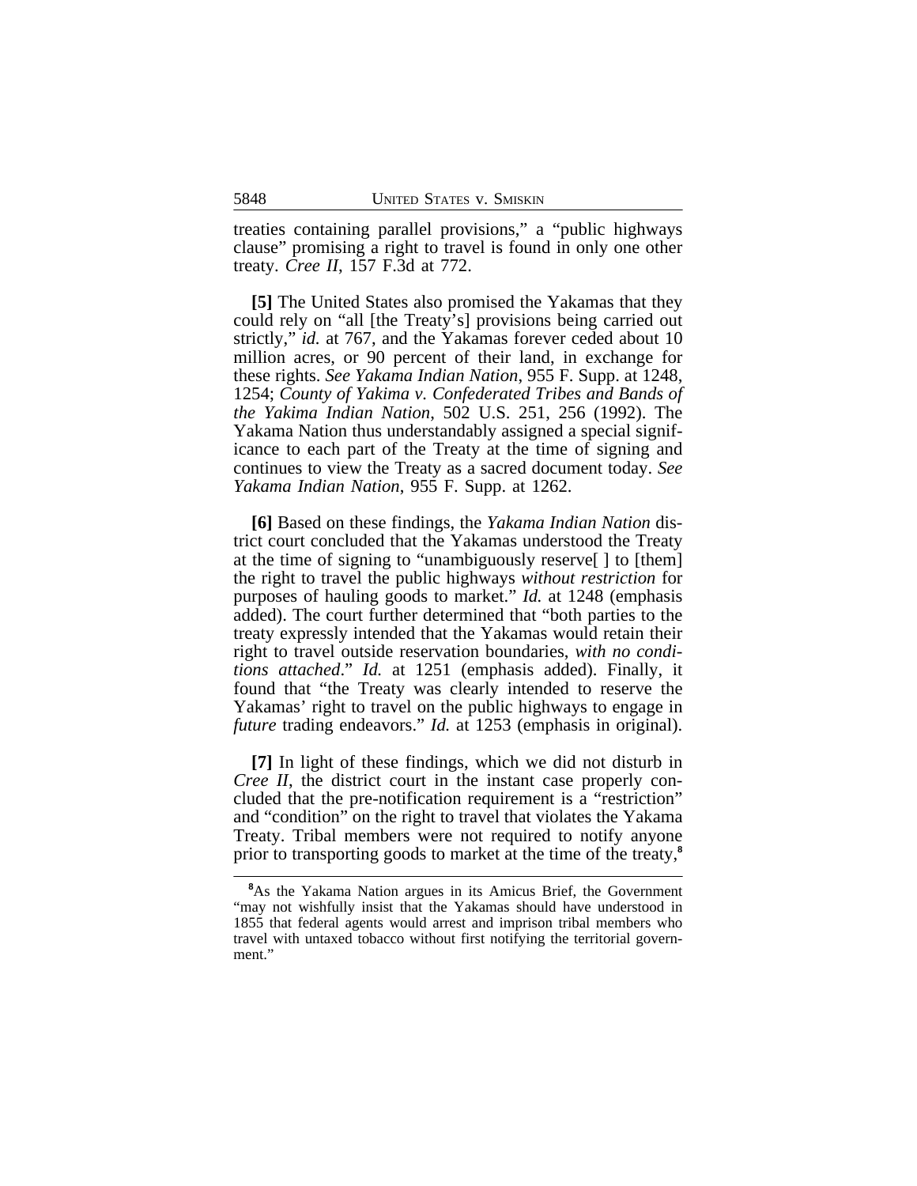treaties containing parallel provisions," a "public highways clause" promising a right to travel is found in only one other treaty. *Cree II*, 157 F.3d at 772.

**[5]** The United States also promised the Yakamas that they could rely on "all [the Treaty's] provisions being carried out strictly," *id.* at 767, and the Yakamas forever ceded about 10 million acres, or 90 percent of their land, in exchange for these rights. *See Yakama Indian Nation*, 955 F. Supp. at 1248, 1254; *County of Yakima v. Confederated Tribes and Bands of the Yakima Indian Nation*, 502 U.S. 251, 256 (1992). The Yakama Nation thus understandably assigned a special significance to each part of the Treaty at the time of signing and continues to view the Treaty as a sacred document today. *See Yakama Indian Nation*, 955 F. Supp. at 1262.

**[6]** Based on these findings, the *Yakama Indian Nation* district court concluded that the Yakamas understood the Treaty at the time of signing to "unambiguously reserve[ ] to [them] the right to travel the public highways *without restriction* for purposes of hauling goods to market." *Id.* at 1248 (emphasis added). The court further determined that "both parties to the treaty expressly intended that the Yakamas would retain their right to travel outside reservation boundaries, *with no conditions attached*." *Id.* at 1251 (emphasis added). Finally, it found that "the Treaty was clearly intended to reserve the Yakamas' right to travel on the public highways to engage in *future* trading endeavors." *Id.* at 1253 (emphasis in original).

**[7]** In light of these findings, which we did not disturb in *Cree II*, the district court in the instant case properly concluded that the pre-notification requirement is a "restriction" and "condition" on the right to travel that violates the Yakama Treaty. Tribal members were not required to notify anyone prior to transporting goods to market at the time of the treaty,[8]

[8] As the Yakama Nation argues in its Amicus Brief, the Government "may not wishfully insist that the Yakamas should have understood in 1855 that federal agents would arrest and imprison tribal members who travel with untaxed tobacco without first notifying the territorial government."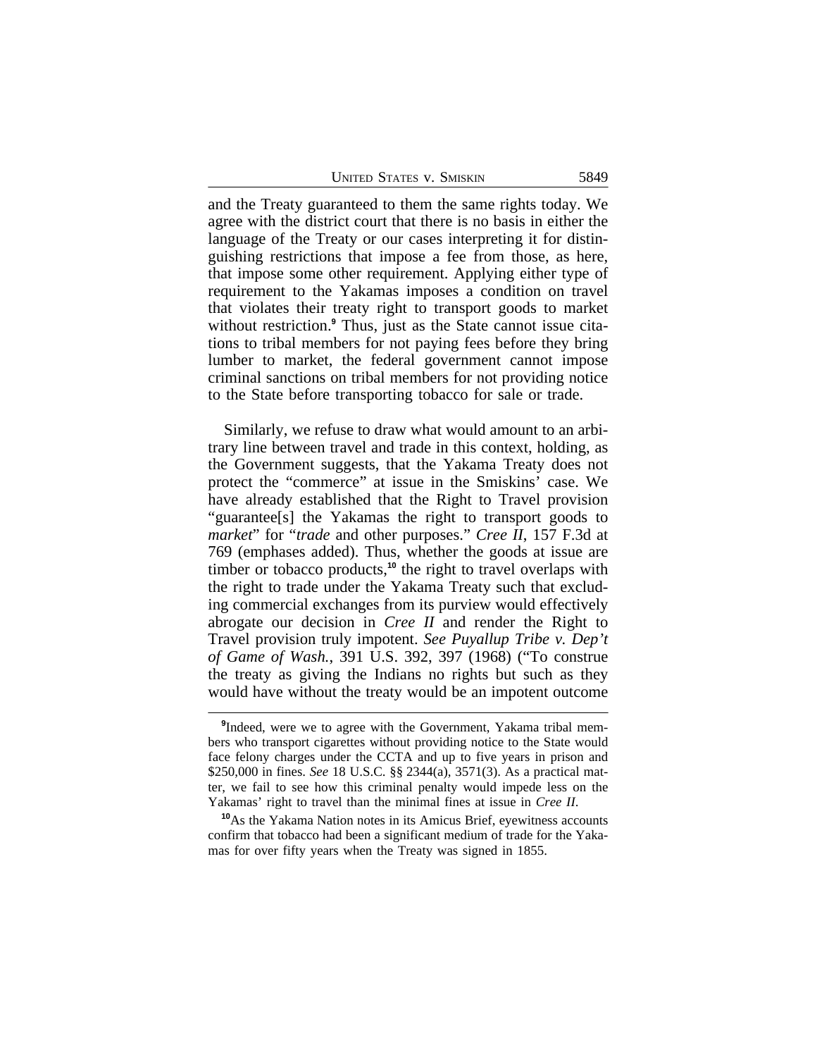and the Treaty guaranteed to them the same rights today. We agree with the district court that there is no basis in either the language of the Treaty or our cases interpreting it for distinguishing restrictions that impose a fee from those, as here, that impose some other requirement. Applying either type of requirement to the Yakamas imposes a condition on travel that violates their treaty right to transport goods to market without restriction.[9] Thus, just as the State cannot issue citations to tribal members for not paying fees before they bring lumber to market, the federal government cannot impose criminal sanctions on tribal members for not providing notice to the State before transporting tobacco for sale or trade.

Similarly, we refuse to draw what would amount to an arbitrary line between travel and trade in this context, holding, as the Government suggests, that the Yakama Treaty does not protect the "commerce" at issue in the Smiskins' case. We have already established that the Right to Travel provision "guarantee[s] the Yakamas the right to transport goods to *market*" for "*trade* and other purposes." *Cree II*, 157 F.3d at 769 (emphases added). Thus, whether the goods at issue are timber or tobacco products,[10] the right to travel overlaps with the right to trade under the Yakama Treaty such that excluding commercial exchanges from its purview would effectively abrogate our decision in *Cree II* and render the Right to Travel provision truly impotent. *See Puyallup Tribe v. Dep't of Game of Wash.*, 391 U.S. 392, 397 (1968) ("To construe the treaty as giving the Indians no rights but such as they would have without the treaty would be an impotent outcome

[9]Indeed, were we to agree with the Government, Yakama tribal members who transport cigarettes without providing notice to the State would face felony charges under the CCTA and up to five years in prison and \$250,000 in fines. *See* 18 U.S.C. §§ 2344(a), 3571(3). As a practical matter, we fail to see how this criminal penalty would impede less on the Yakamas' right to travel than the minimal fines at issue in *Cree II*.

[10]As the Yakama Nation notes in its Amicus Brief, eyewitness accounts confirm that tobacco had been a significant medium of trade for the Yakamas for over fifty years when the Treaty was signed in 1855.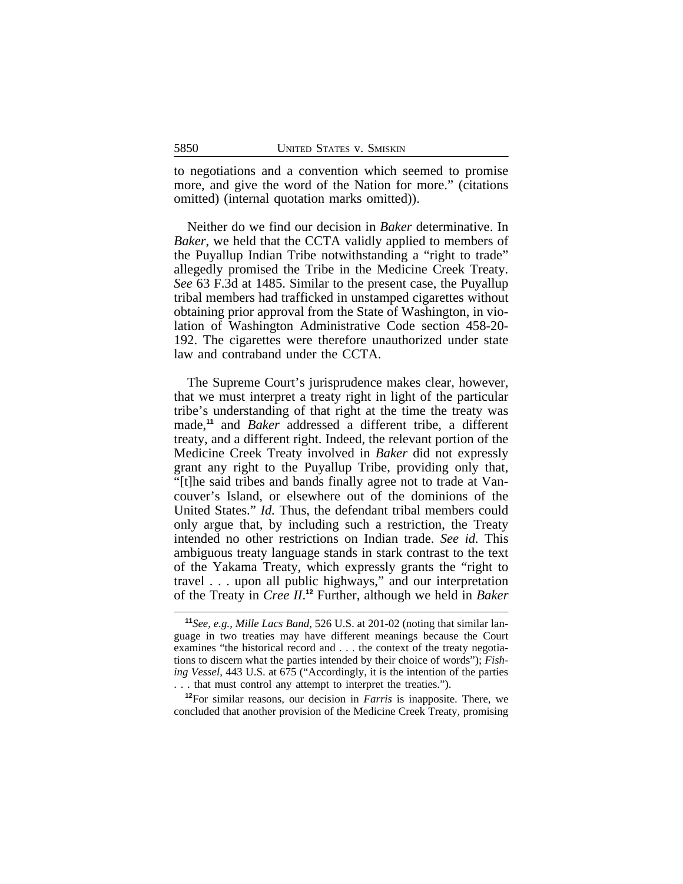to negotiations and a convention which seemed to promise more, and give the word of the Nation for more." (citations omitted) (internal quotation marks omitted)).

Neither do we find our decision in *Baker* determinative. In *Baker*, we held that the CCTA validly applied to members of the Puyallup Indian Tribe notwithstanding a "right to trade" allegedly promised the Tribe in the Medicine Creek Treaty. *See* 63 F.3d at 1485. Similar to the present case, the Puyallup tribal members had trafficked in unstamped cigarettes without obtaining prior approval from the State of Washington, in violation of Washington Administrative Code section 458-20-192. The cigarettes were therefore unauthorized under state law and contraband under the CCTA.

The Supreme Court's jurisprudence makes clear, however, that we must interpret a treaty right in light of the particular tribe's understanding of that right at the time the treaty was made,[11] and *Baker* addressed a different tribe, a different treaty, and a different right. Indeed, the relevant portion of the Medicine Creek Treaty involved in *Baker* did not expressly grant any right to the Puyallup Tribe, providing only that, "[t]he said tribes and bands finally agree not to trade at Vancouver's Island, or elsewhere out of the dominions of the United States." *Id.* Thus, the defendant tribal members could only argue that, by including such a restriction, the Treaty intended no other restrictions on Indian trade. *See id.* This ambiguous treaty language stands in stark contrast to the text of the Yakama Treaty, which expressly grants the "right to travel . . . upon all public highways," and our interpretation of the Treaty in *Cree II*.[12] Further, although we held in *Baker*

---

[11]*See, e.g.*, *Mille Lacs Band*, 526 U.S. at 201-02 (noting that similar language in two treaties may have different meanings because the Court examines "the historical record and . . . the context of the treaty negotiations to discern what the parties intended by their choice of words"); *Fishing Vessel*, 443 U.S. at 675 ("Accordingly, it is the intention of the parties . . . that must control any attempt to interpret the treaties.").

[12]For similar reasons, our decision in *Farris* is inapposite. There, we concluded that another provision of the Medicine Creek Treaty, promising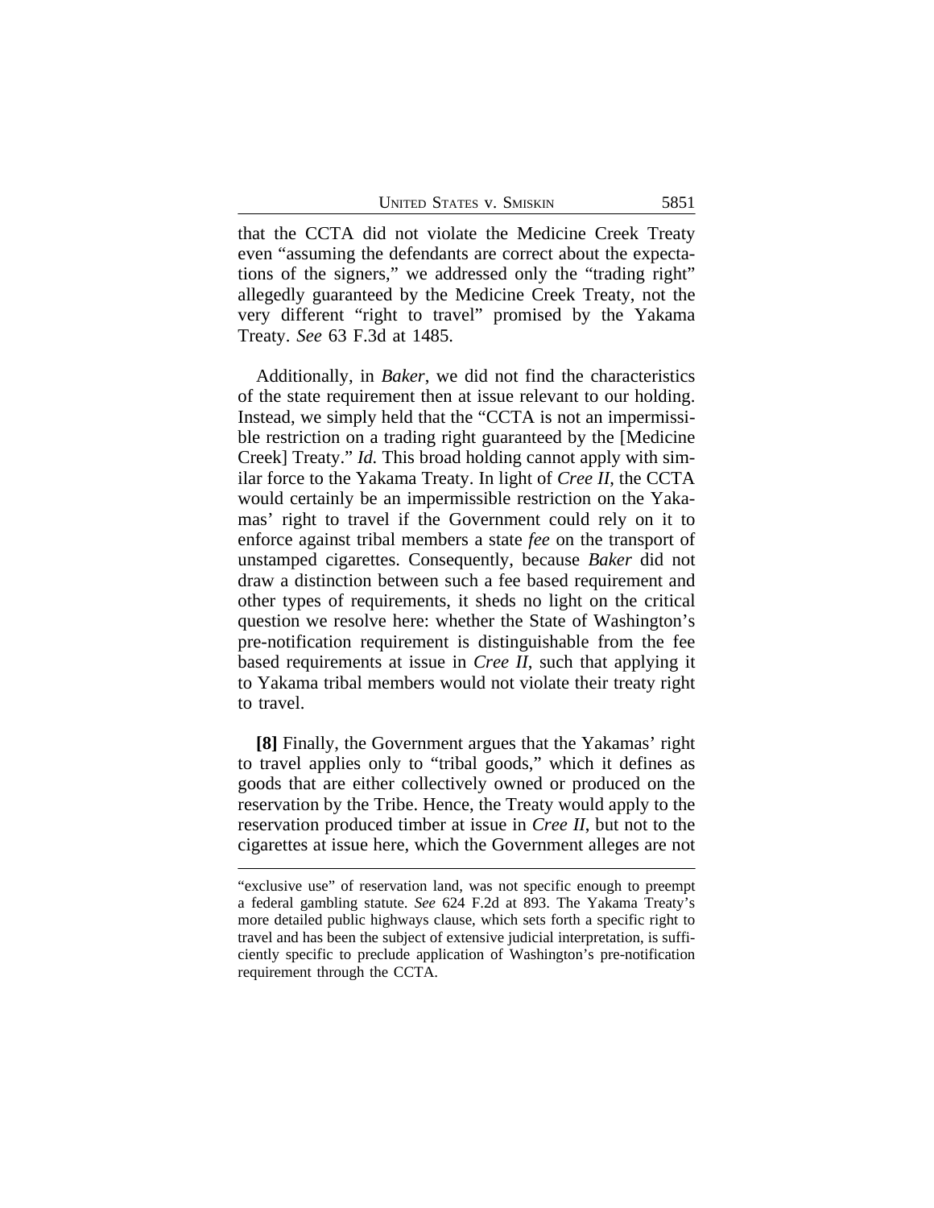that the CCTA did not violate the Medicine Creek Treaty even "assuming the defendants are correct about the expectations of the signers," we addressed only the "trading right" allegedly guaranteed by the Medicine Creek Treaty, not the very different "right to travel" promised by the Yakama Treaty. *See* 63 F.3d at 1485.

Additionally, in *Baker*, we did not find the characteristics of the state requirement then at issue relevant to our holding. Instead, we simply held that the "CCTA is not an impermissible restriction on a trading right guaranteed by the [Medicine Creek] Treaty." *Id.* This broad holding cannot apply with similar force to the Yakama Treaty. In light of *Cree II*, the CCTA would certainly be an impermissible restriction on the Yakamas' right to travel if the Government could rely on it to enforce against tribal members a state *fee* on the transport of unstamped cigarettes. Consequently, because *Baker* did not draw a distinction between such a fee based requirement and other types of requirements, it sheds no light on the critical question we resolve here: whether the State of Washington's pre-notification requirement is distinguishable from the fee based requirements at issue in *Cree II*, such that applying it to Yakama tribal members would not violate their treaty right to travel.

**[8]** Finally, the Government argues that the Yakamas' right to travel applies only to "tribal goods," which it defines as goods that are either collectively owned or produced on the reservation by the Tribe. Hence, the Treaty would apply to the reservation produced timber at issue in *Cree II*, but not to the cigarettes at issue here, which the Government alleges are not

---

"exclusive use" of reservation land, was not specific enough to preempt a federal gambling statute. *See* 624 F.2d at 893. The Yakama Treaty's more detailed public highways clause, which sets forth a specific right to travel and has been the subject of extensive judicial interpretation, is sufficiently specific to preclude application of Washington's pre-notification requirement through the CCTA.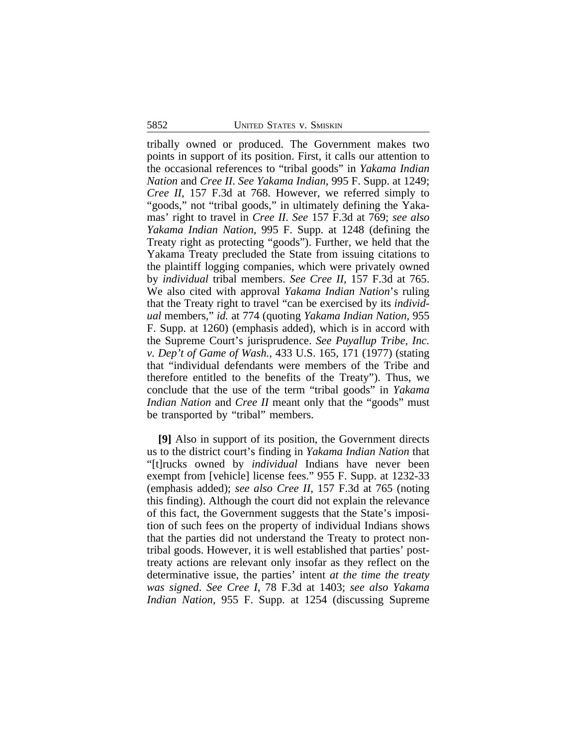tribally owned or produced. The Government makes two points in support of its position. First, it calls our attention to the occasional references to "tribal goods" in *Yakama Indian Nation* and *Cree II*. *See Yakama Indian*, 995 F. Supp. at 1249; *Cree II*, 157 F.3d at 768. However, we referred simply to "goods," not "tribal goods," in ultimately defining the Yakamas' right to travel in *Cree II*. *See* 157 F.3d at 769; *see also Yakama Indian Nation*, 995 F. Supp. at 1248 (defining the Treaty right as protecting "goods"). Further, we held that the Yakama Treaty precluded the State from issuing citations to the plaintiff logging companies, which were privately owned by *individual* tribal members. *See Cree II*, 157 F.3d at 765. We also cited with approval *Yakama Indian Nation*'s ruling that the Treaty right to travel "can be exercised by its *individual* members," *id.* at 774 (quoting *Yakama Indian Nation*, 955 F. Supp. at 1260) (emphasis added), which is in accord with the Supreme Court's jurisprudence. *See Puyallup Tribe, Inc. v. Dep't of Game of Wash.*, 433 U.S. 165, 171 (1977) (stating that "individual defendants were members of the Tribe and therefore entitled to the benefits of the Treaty"). Thus, we conclude that the use of the term "tribal goods" in *Yakama Indian Nation* and *Cree II* meant only that the "goods" must be transported by "tribal" members.

**[9]** Also in support of its position, the Government directs us to the district court's finding in *Yakama Indian Nation* that "[t]rucks owned by *individual* Indians have never been exempt from [vehicle] license fees." 955 F. Supp. at 1232-33 (emphasis added); *see also Cree II*, 157 F.3d at 765 (noting this finding). Although the court did not explain the relevance of this fact, the Government suggests that the State's imposition of such fees on the property of individual Indians shows that the parties did not understand the Treaty to protect non-tribal goods. However, it is well established that parties' post-treaty actions are relevant only insofar as they reflect on the determinative issue, the parties' intent *at the time the treaty was signed*. *See Cree I*, 78 F.3d at 1403; *see also Yakama Indian Nation*, 955 F. Supp. at 1254 (discussing Supreme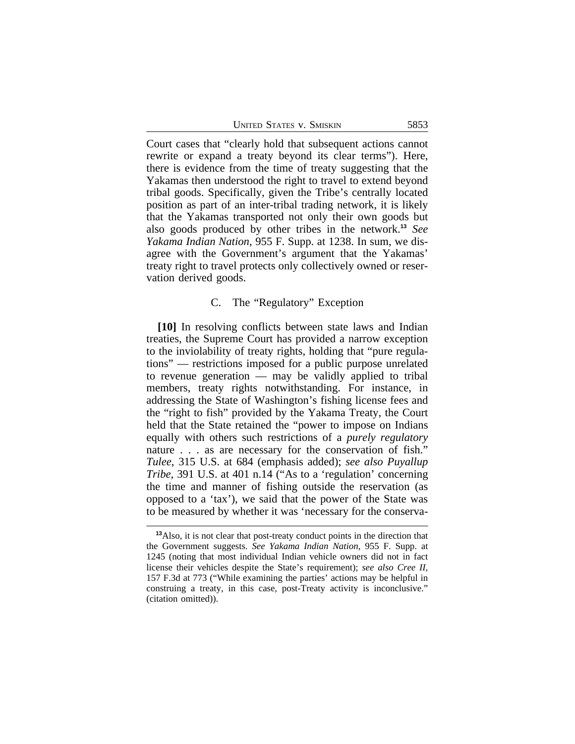Court cases that "clearly hold that subsequent actions cannot rewrite or expand a treaty beyond its clear terms"). Here, there is evidence from the time of treaty suggesting that the Yakamas then understood the right to travel to extend beyond tribal goods. Specifically, given the Tribe's centrally located position as part of an inter-tribal trading network, it is likely that the Yakamas transported not only their own goods but also goods produced by other tribes in the network.[13] *See Yakama Indian Nation*, 955 F. Supp. at 1238. In sum, we disagree with the Government's argument that the Yakamas' treaty right to travel protects only collectively owned or reservation derived goods.

### C. The "Regulatory" Exception

**[10]** In resolving conflicts between state laws and Indian treaties, the Supreme Court has provided a narrow exception to the inviolability of treaty rights, holding that "pure regulations" — restrictions imposed for a public purpose unrelated to revenue generation — may be validly applied to tribal members, treaty rights notwithstanding. For instance, in addressing the State of Washington's fishing license fees and the "right to fish" provided by the Yakama Treaty, the Court held that the State retained the "power to impose on Indians equally with others such restrictions of a *purely regulatory* nature . . . as are necessary for the conservation of fish." *Tulee*, 315 U.S. at 684 (emphasis added); *see also Puyallup Tribe*, 391 U.S. at 401 n.14 ("As to a 'regulation' concerning the time and manner of fishing outside the reservation (as opposed to a 'tax'), we said that the power of the State was to be measured by whether it was 'necessary for the conserva-

---

[13] Also, it is not clear that post-treaty conduct points in the direction that the Government suggests. *See Yakama Indian Nation*, 955 F. Supp. at 1245 (noting that most individual Indian vehicle owners did not in fact license their vehicles despite the State's requirement); *see also Cree II*, 157 F.3d at 773 ("While examining the parties' actions may be helpful in construing a treaty, in this case, post-Treaty activity is inconclusive." (citation omitted)).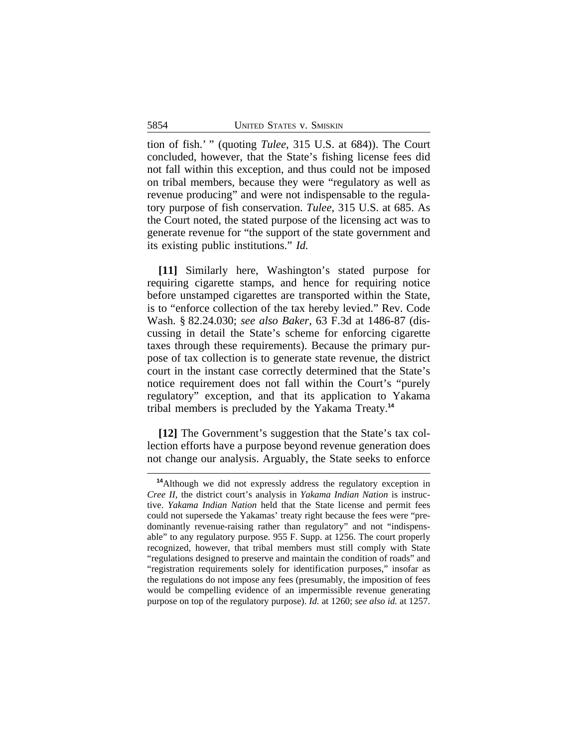tion of fish.' " (quoting *Tulee*, 315 U.S. at 684)). The Court concluded, however, that the State's fishing license fees did not fall within this exception, and thus could not be imposed on tribal members, because they were "regulatory as well as revenue producing" and were not indispensable to the regulatory purpose of fish conservation. *Tulee*, 315 U.S. at 685. As the Court noted, the stated purpose of the licensing act was to generate revenue for "the support of the state government and its existing public institutions." *Id.*

**[11]** Similarly here, Washington's stated purpose for requiring cigarette stamps, and hence for requiring notice before unstamped cigarettes are transported within the State, is to "enforce collection of the tax hereby levied." Rev. Code Wash. § 82.24.030; *see also Baker*, 63 F.3d at 1486-87 (discussing in detail the State's scheme for enforcing cigarette taxes through these requirements). Because the primary purpose of tax collection is to generate state revenue, the district court in the instant case correctly determined that the State's notice requirement does not fall within the Court's "purely regulatory" exception, and that its application to Yakama tribal members is precluded by the Yakama Treaty.[14]

**[12]** The Government's suggestion that the State's tax collection efforts have a purpose beyond revenue generation does not change our analysis. Arguably, the State seeks to enforce

[14]Although we did not expressly address the regulatory exception in *Cree II*, the district court's analysis in *Yakama Indian Nation* is instructive. *Yakama Indian Nation* held that the State license and permit fees could not supersede the Yakamas' treaty right because the fees were "predominantly revenue-raising rather than regulatory" and not "indispensable" to any regulatory purpose. 955 F. Supp. at 1256. The court properly recognized, however, that tribal members must still comply with State "regulations designed to preserve and maintain the condition of roads" and "registration requirements solely for identification purposes," insofar as the regulations do not impose any fees (presumably, the imposition of fees would be compelling evidence of an impermissible revenue generating purpose on top of the regulatory purpose). *Id.* at 1260; *see also id.* at 1257.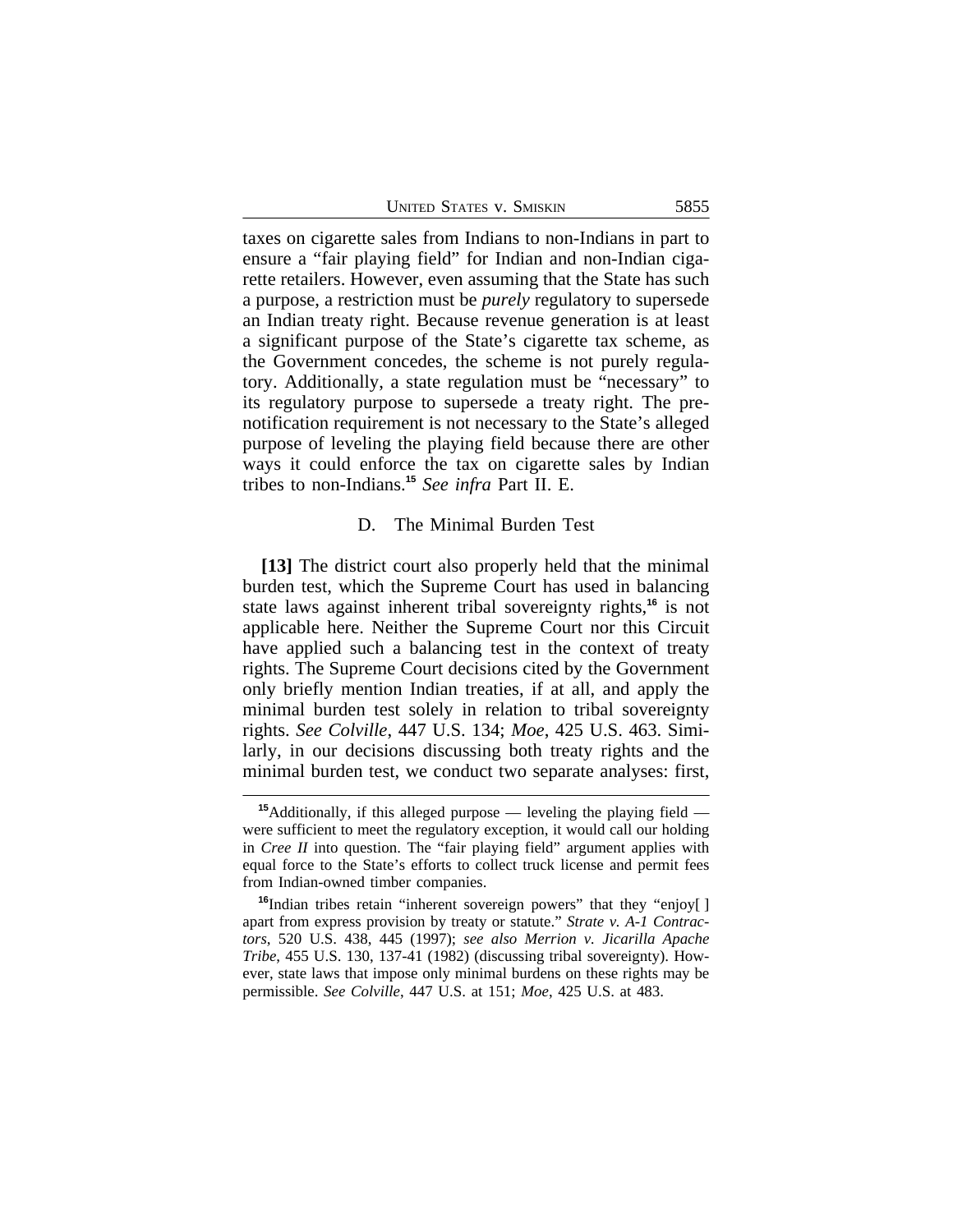taxes on cigarette sales from Indians to non-Indians in part to ensure a "fair playing field" for Indian and non-Indian cigarette retailers. However, even assuming that the State has such a purpose, a restriction must be *purely* regulatory to supersede an Indian treaty right. Because revenue generation is at least a significant purpose of the State's cigarette tax scheme, as the Government concedes, the scheme is not purely regulatory. Additionally, a state regulation must be "necessary" to its regulatory purpose to supersede a treaty right. The pre-notification requirement is not necessary to the State's alleged purpose of leveling the playing field because there are other ways it could enforce the tax on cigarette sales by Indian tribes to non-Indians.[15] *See infra* Part II. E.

### D. The Minimal Burden Test

**[13]** The district court also properly held that the minimal burden test, which the Supreme Court has used in balancing state laws against inherent tribal sovereignty rights,[16] is not applicable here. Neither the Supreme Court nor this Circuit have applied such a balancing test in the context of treaty rights. The Supreme Court decisions cited by the Government only briefly mention Indian treaties, if at all, and apply the minimal burden test solely in relation to tribal sovereignty rights. *See Colville*, 447 U.S. 134; *Moe*, 425 U.S. 463. Similarly, in our decisions discussing both treaty rights and the minimal burden test, we conduct two separate analyses: first,

---

[15]Additionally, if this alleged purpose — leveling the playing field — were sufficient to meet the regulatory exception, it would call our holding in *Cree II* into question. The "fair playing field" argument applies with equal force to the State's efforts to collect truck license and permit fees from Indian-owned timber companies.

[16]Indian tribes retain "inherent sovereign powers" that they "enjoy[ ] apart from express provision by treaty or statute." *Strate v. A-1 Contractors*, 520 U.S. 438, 445 (1997); *see also Merrion v. Jicarilla Apache Tribe*, 455 U.S. 130, 137-41 (1982) (discussing tribal sovereignty). However, state laws that impose only minimal burdens on these rights may be permissible. *See Colville*, 447 U.S. at 151; *Moe*, 425 U.S. at 483.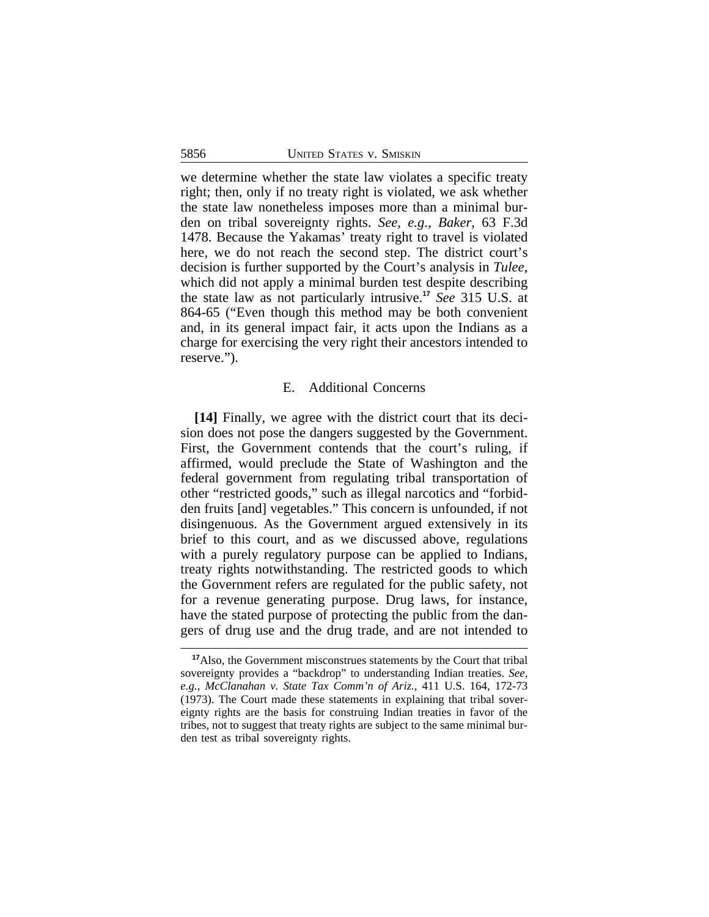we determine whether the state law violates a specific treaty right; then, only if no treaty right is violated, we ask whether the state law nonetheless imposes more than a minimal burden on tribal sovereignty rights. *See, e.g.*, *Baker*, 63 F.3d 1478. Because the Yakamas' treaty right to travel is violated here, we do not reach the second step. The district court's decision is further supported by the Court's analysis in *Tulee*, which did not apply a minimal burden test despite describing the state law as not particularly intrusive.[17] *See* 315 U.S. at 864-65 ("Even though this method may be both convenient and, in its general impact fair, it acts upon the Indians as a charge for exercising the very right their ancestors intended to reserve.").

## E. Additional Concerns

**[14]** Finally, we agree with the district court that its decision does not pose the dangers suggested by the Government. First, the Government contends that the court's ruling, if affirmed, would preclude the State of Washington and the federal government from regulating tribal transportation of other "restricted goods," such as illegal narcotics and "forbidden fruits [and] vegetables." This concern is unfounded, if not disingenuous. As the Government argued extensively in its brief to this court, and as we discussed above, regulations with a purely regulatory purpose can be applied to Indians, treaty rights notwithstanding. The restricted goods to which the Government refers are regulated for the public safety, not for a revenue generating purpose. Drug laws, for instance, have the stated purpose of protecting the public from the dangers of drug use and the drug trade, and are not intended to

---

[17] Also, the Government misconstrues statements by the Court that tribal sovereignty provides a "backdrop" to understanding Indian treaties. *See, e.g.*, *McClanahan v. State Tax Comm'n of Ariz.*, 411 U.S. 164, 172-73 (1973). The Court made these statements in explaining that tribal sovereignty rights are the basis for construing Indian treaties in favor of the tribes, not to suggest that treaty rights are subject to the same minimal burden test as tribal sovereignty rights.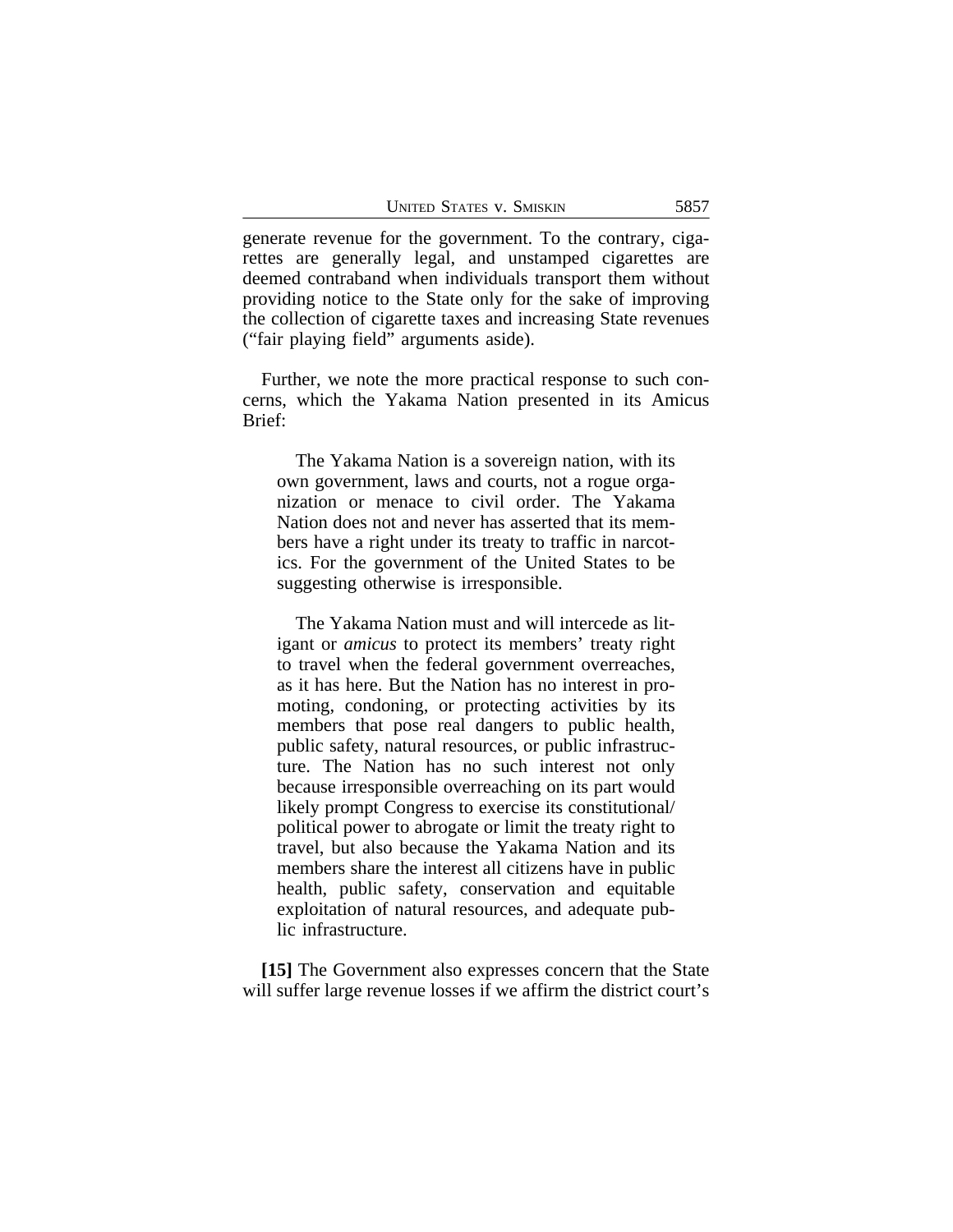generate revenue for the government. To the contrary, cigarettes are generally legal, and unstamped cigarettes are deemed contraband when individuals transport them without providing notice to the State only for the sake of improving the collection of cigarette taxes and increasing State revenues ("fair playing field" arguments aside).

Further, we note the more practical response to such concerns, which the Yakama Nation presented in its Amicus Brief:

> The Yakama Nation is a sovereign nation, with its own government, laws and courts, not a rogue organization or menace to civil order. The Yakama Nation does not and never has asserted that its members have a right under its treaty to traffic in narcotics. For the government of the United States to be suggesting otherwise is irresponsible.
>
> The Yakama Nation must and will intercede as litigant or *amicus* to protect its members' treaty right to travel when the federal government overreaches, as it has here. But the Nation has no interest in promoting, condoning, or protecting activities by its members that pose real dangers to public health, public safety, natural resources, or public infrastructure. The Nation has no such interest not only because irresponsible overreaching on its part would likely prompt Congress to exercise its constitutional/political power to abrogate or limit the treaty right to travel, but also because the Yakama Nation and its members share the interest all citizens have in public health, public safety, conservation and equitable exploitation of natural resources, and adequate public infrastructure.

**[15]** The Government also expresses concern that the State will suffer large revenue losses if we affirm the district court's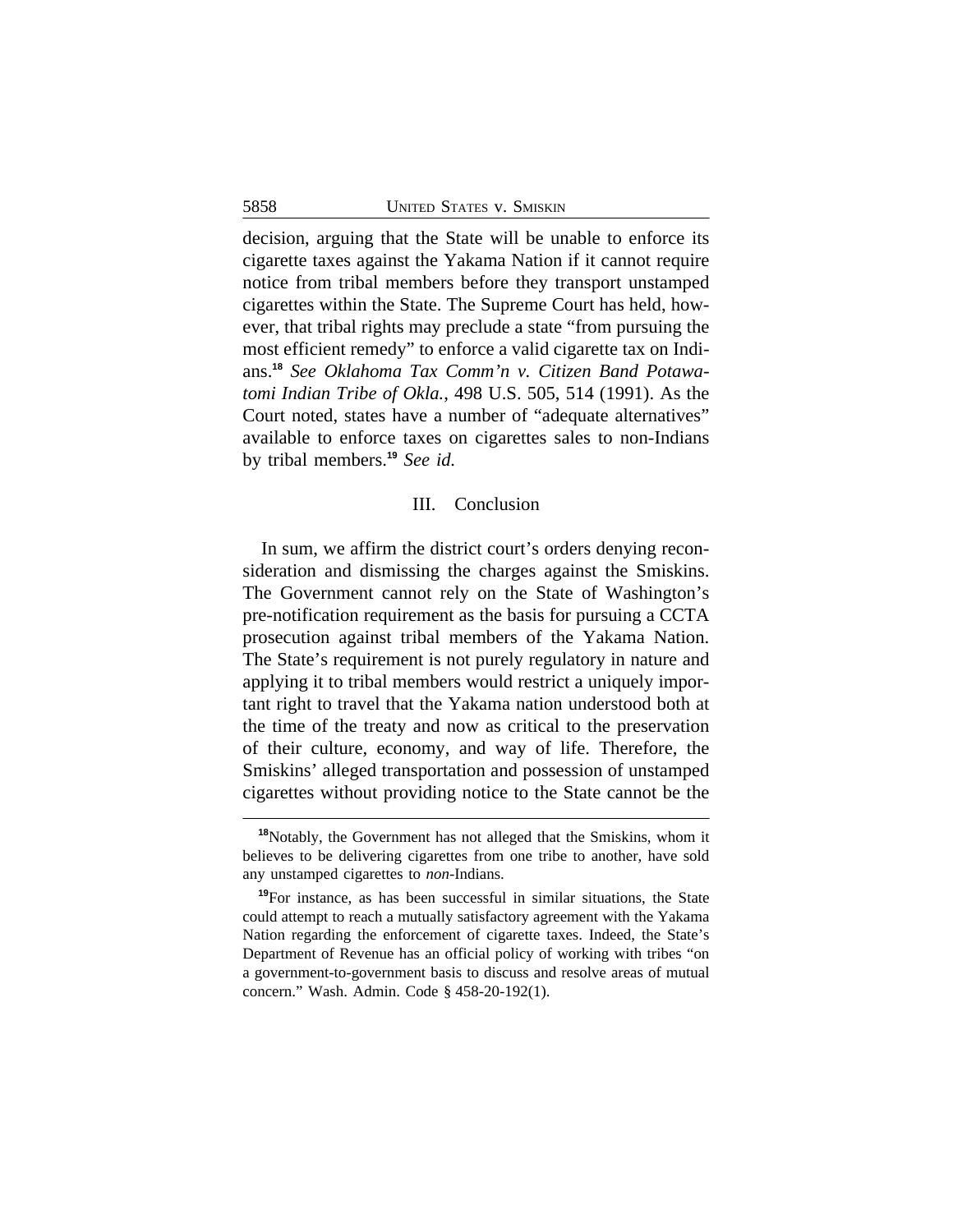decision, arguing that the State will be unable to enforce its cigarette taxes against the Yakama Nation if it cannot require notice from tribal members before they transport unstamped cigarettes within the State. The Supreme Court has held, however, that tribal rights may preclude a state "from pursuing the most efficient remedy" to enforce a valid cigarette tax on Indians.[18] *See Oklahoma Tax Comm'n v. Citizen Band Potawatomi Indian Tribe of Okla.*, 498 U.S. 505, 514 (1991). As the Court noted, states have a number of "adequate alternatives" available to enforce taxes on cigarettes sales to non-Indians by tribal members.[19] *See id.*

## III. Conclusion

In sum, we affirm the district court's orders denying reconsideration and dismissing the charges against the Smiskins. The Government cannot rely on the State of Washington's pre-notification requirement as the basis for pursuing a CCTA prosecution against tribal members of the Yakama Nation. The State's requirement is not purely regulatory in nature and applying it to tribal members would restrict a uniquely important right to travel that the Yakama nation understood both at the time of the treaty and now as critical to the preservation of their culture, economy, and way of life. Therefore, the Smiskins' alleged transportation and possession of unstamped cigarettes without providing notice to the State cannot be the

---

[18]Notably, the Government has not alleged that the Smiskins, whom it believes to be delivering cigarettes from one tribe to another, have sold any unstamped cigarettes to *non*-Indians.

[19]For instance, as has been successful in similar situations, the State could attempt to reach a mutually satisfactory agreement with the Yakama Nation regarding the enforcement of cigarette taxes. Indeed, the State's Department of Revenue has an official policy of working with tribes "on a government-to-government basis to discuss and resolve areas of mutual concern." Wash. Admin. Code § 458-20-192(1).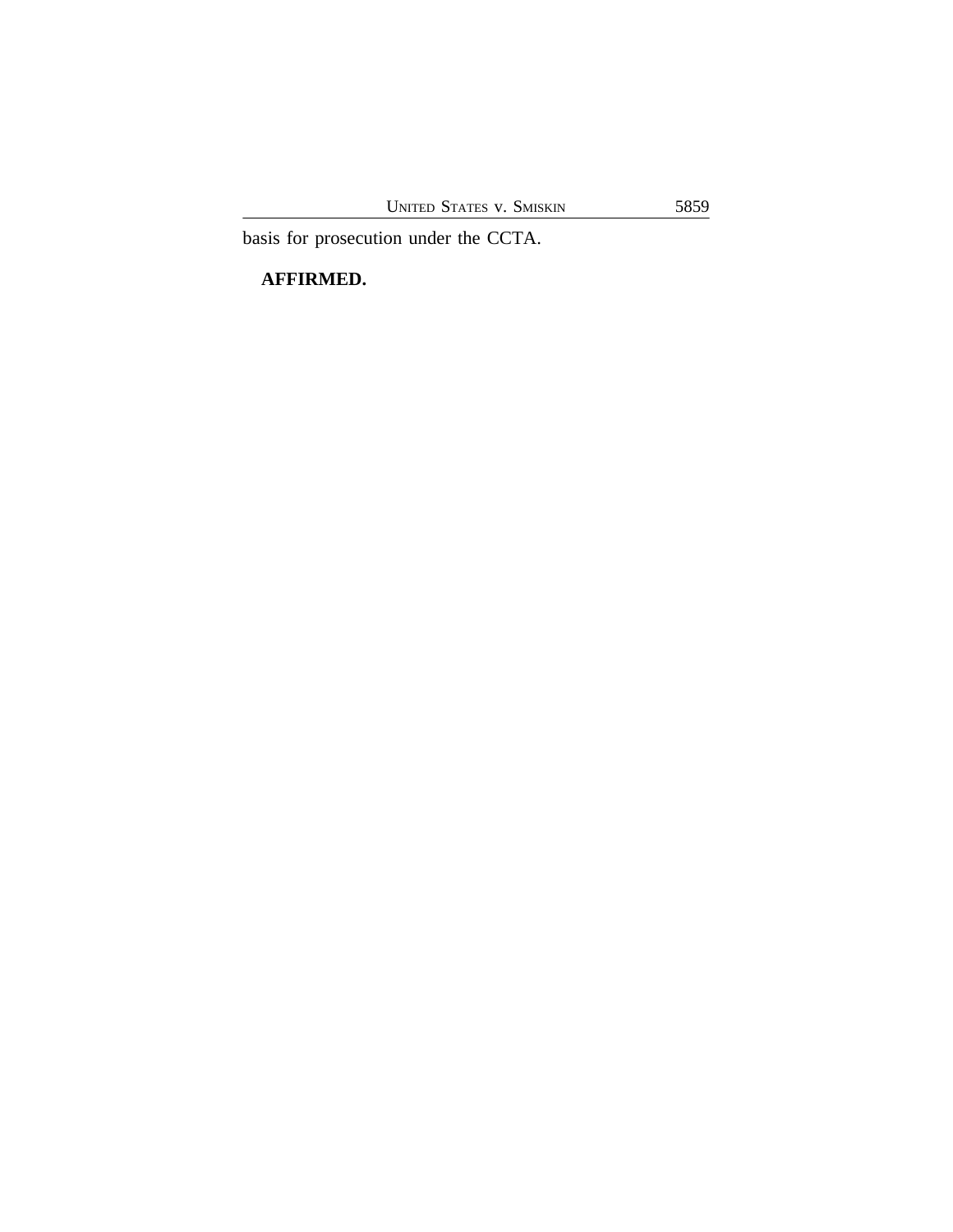basis for prosecution under the CCTA.

**AFFIRMED.**